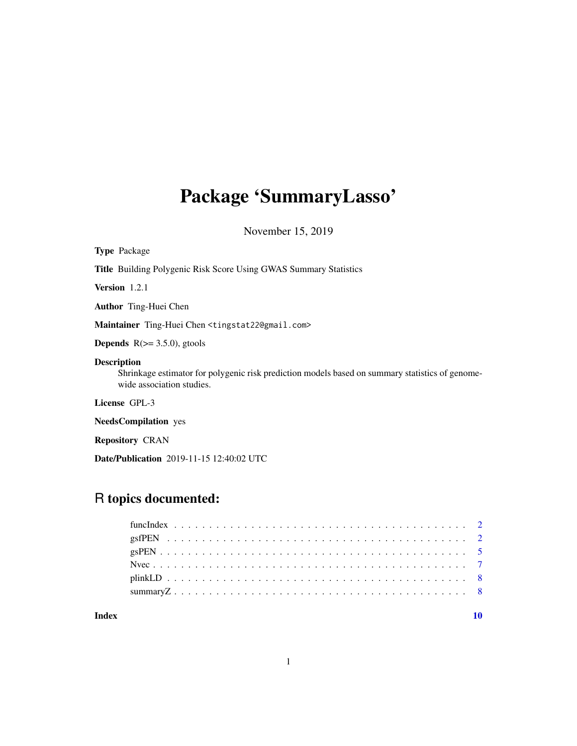# Package 'SummaryLasso'

November 15, 2019

**Type** Package

**Title** Building Polygenic Risk Score Using GWAS Summary Statistics

**Version** 1.2.1

**Author** Ting-Huei Chen

**Maintainer** Ting-Huei Chen <tingstat22@gmail.com>

**Depends** R(>= 3.5.0), gtools

**Description** Shrinkage estimator for polygenic risk prediction models based on summary statistics of genome-wide association studies.

**License** GPL-3

**NeedsCompilation** yes

**Repository** CRAN

**Date/Publication** 2019-11-15 12:40:02 UTC

## R topics documented:

funcIndex . . . . . . . . . . . . . . . . . . . . . . . . . . . . . . . . . . . . . . . . 2
gsfPEN . . . . . . . . . . . . . . . . . . . . . . . . . . . . . . . . . . . . . . . . 2
gsPEN . . . . . . . . . . . . . . . . . . . . . . . . . . . . . . . . . . . . . . . . 5
Nvec . . . . . . . . . . . . . . . . . . . . . . . . . . . . . . . . . . . . . . . . 7
plinkLD . . . . . . . . . . . . . . . . . . . . . . . . . . . . . . . . . . . . . . . . 8
summaryZ . . . . . . . . . . . . . . . . . . . . . . . . . . . . . . . . . . . . . . . . 8

**Index** **10**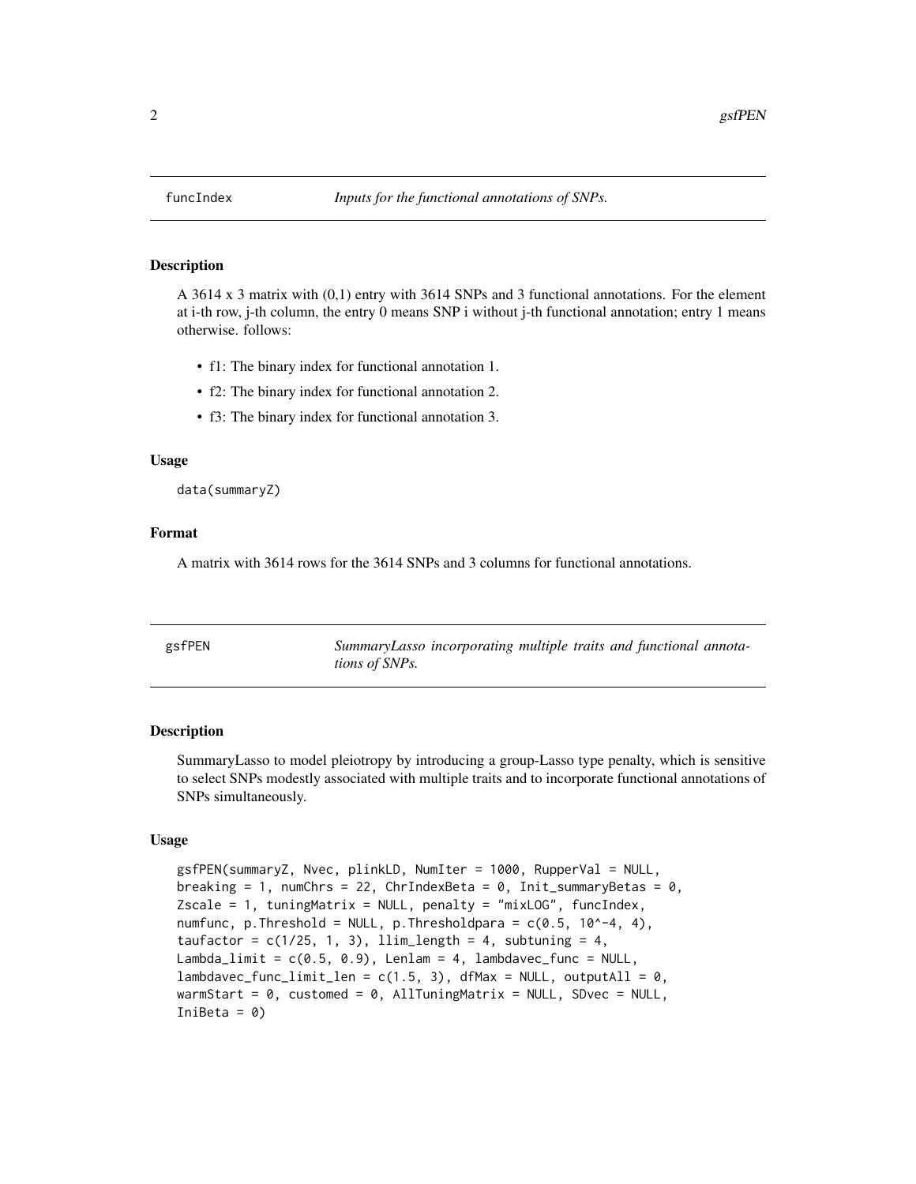## funcIndex *Inputs for the functional annotations of SNPs.*

### Description

A 3614 x 3 matrix with (0,1) entry with 3614 SNPs and 3 functional annotations. For the element at i-th row, j-th column, the entry 0 means SNP i without j-th functional annotation; entry 1 means otherwise. follows:

- f1: The binary index for functional annotation 1.
- f2: The binary index for functional annotation 2.
- f3: The binary index for functional annotation 3.

### Usage

```
data(summaryZ)
```

### Format

A matrix with 3614 rows for the 3614 SNPs and 3 columns for functional annotations.

## gsfPEN *SummaryLasso incorporating multiple traits and functional annotations of SNPs.*

### Description

SummaryLasso to model pleiotropy by introducing a group-Lasso type penalty, which is sensitive to select SNPs modestly associated with multiple traits and to incorporate functional annotations of SNPs simultaneously.

### Usage

```
gsfPEN(summaryZ, Nvec, plinkLD, NumIter = 1000, RupperVal = NULL,
breaking = 1, numChrs = 22, ChrIndexBeta = 0, Init_summaryBetas = 0,
Zscale = 1, tuningMatrix = NULL, penalty = "mixLOG", funcIndex,
numfunc, p.Threshold = NULL, p.Thresholdpara = c(0.5, 10^-4, 4),
taufactor = c(1/25, 1, 3), llim_length = 4, subtuning = 4,
Lambda_limit = c(0.5, 0.9), Lenlam = 4, lambdavec_func = NULL,
lambdavec_func_limit_len = c(1.5, 3), dfMax = NULL, outputAll = 0,
warmStart = 0, customed = 0, AllTuningMatrix = NULL, SDvec = NULL,
IniBeta = 0)
```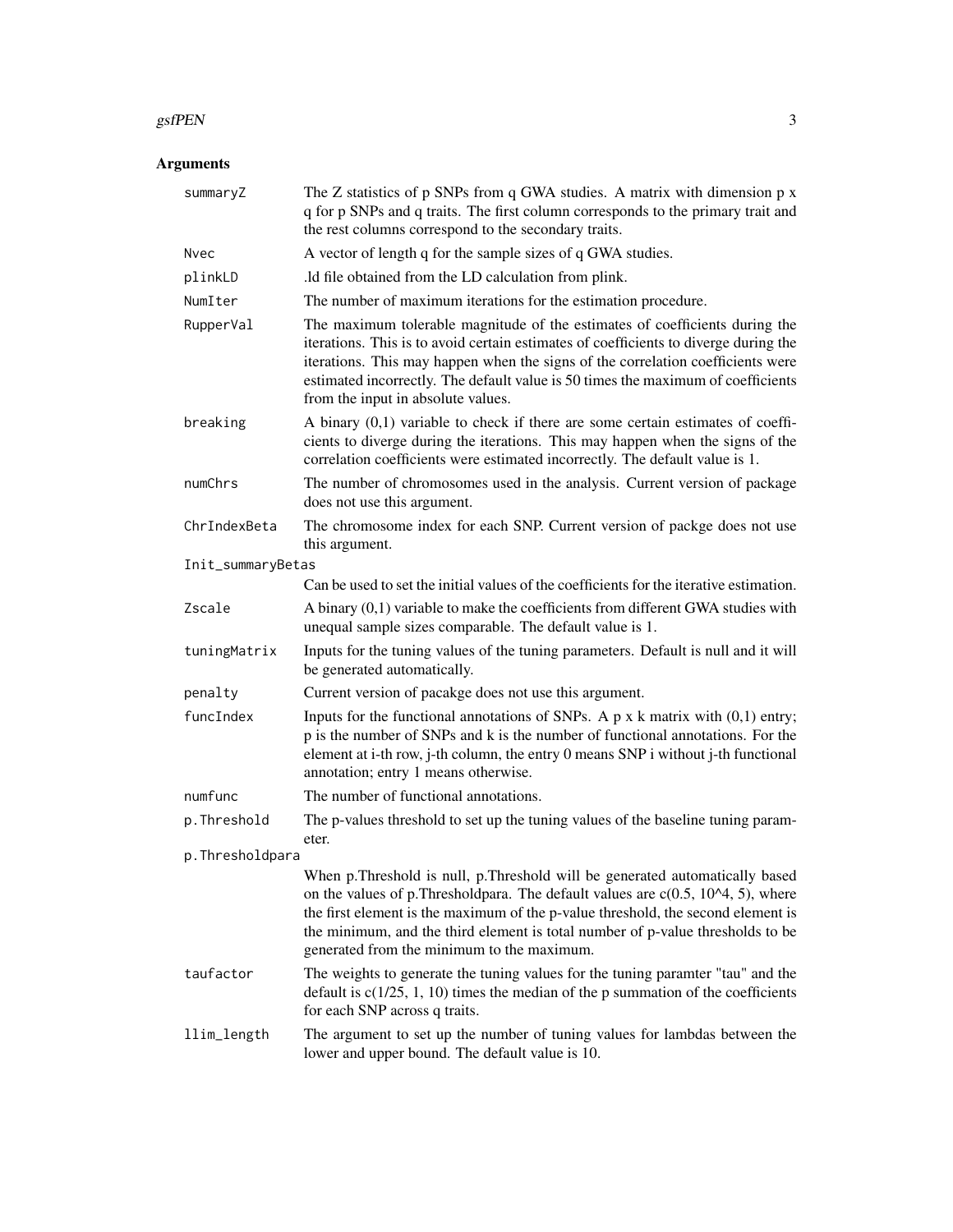## Arguments

| Argument | Description |
| --- | --- |
| summaryZ | The Z statistics of p SNPs from q GWA studies. A matrix with dimension p x q for p SNPs and q traits. The first column corresponds to the primary trait and the rest columns correspond to the secondary traits. |
| Nvec | A vector of length q for the sample sizes of q GWA studies. |
| plinkLD | .ld file obtained from the LD calculation from plink. |
| NumIter | The number of maximum iterations for the estimation procedure. |
| RupperVal | The maximum tolerable magnitude of the estimates of coefficients during the iterations. This is to avoid certain estimates of coefficients to diverge during the iterations. This may happen when the signs of the correlation coefficients were estimated incorrectly. The default value is 50 times the maximum of coefficients from the input in absolute values. |
| breaking | A binary (0,1) variable to check if there are some certain estimates of coefficients to diverge during the iterations. This may happen when the signs of the correlation coefficients were estimated incorrectly. The default value is 1. |
| numChrs | The number of chromosomes used in the analysis. Current version of package does not use this argument. |
| ChrIndexBeta | The chromosome index for each SNP. Current version of packge does not use this argument. |
| Init_summaryBetas | Can be used to set the initial values of the coefficients for the iterative estimation. |
| Zscale | A binary (0,1) variable to make the coefficients from different GWA studies with unequal sample sizes comparable. The default value is 1. |
| tuningMatrix | Inputs for the tuning values of the tuning parameters. Default is null and it will be generated automatically. |
| penalty | Current version of pacakge does not use this argument. |
| funcIndex | Inputs for the functional annotations of SNPs. A p x k matrix with (0,1) entry; p is the number of SNPs and k is the number of functional annotations. For the element at i-th row, j-th column, the entry 0 means SNP i without j-th functional annotation; entry 1 means otherwise. |
| numfunc | The number of functional annotations. |
| p.Threshold | The p-values threshold to set up the tuning values of the baseline tuning parameter. |
| p.Thresholdpara | When p.Threshold is null, p.Threshold will be generated automatically based on the values of p.Thresholdpara. The default values are c(0.5, 10^4, 5), where the first element is the maximum of the p-value threshold, the second element is the minimum, and the third element is total number of p-value thresholds to be generated from the minimum to the maximum. |
| taufactor | The weights to generate the tuning values for the tuning paramter "tau" and the default is c(1/25, 1, 10) times the median of the p summation of the coefficients for each SNP across q traits. |
| llim_length | The argument to set up the number of tuning values for lambdas between the lower and upper bound. The default value is 10. |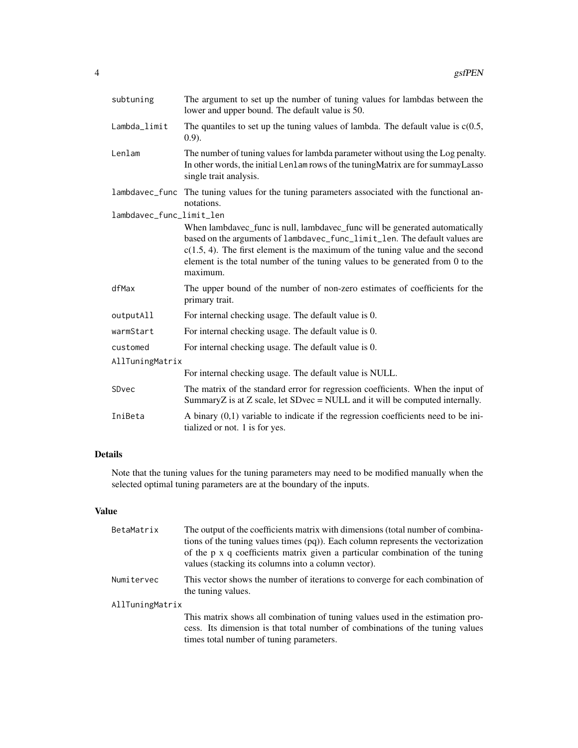| | |
|---|---|
| subtuning | The argument to set up the number of tuning values for lambdas between the lower and upper bound. The default value is 50. |
| Lambda_limit | The quantiles to set up the tuning values of lambda. The default value is c(0.5, 0.9). |
| Lenlam | The number of tuning values for lambda parameter without using the Log penalty. In other words, the initial Lenlam rows of the tuningMatrix are for summayLasso single trait analysis. |
| lambdavec_func | The tuning values for the tuning parameters associated with the functional annotations. |
| lambdavec_func_limit_len | When lambdavec_func is null, lambdavec_func will be generated automatically based on the arguments of lambdavec_func_limit_len. The default values are c(1.5, 4). The first element is the maximum of the tuning value and the second element is the total number of the tuning values to be generated from 0 to the maximum. |
| dfMax | The upper bound of the number of non-zero estimates of coefficients for the primary trait. |
| outputAll | For internal checking usage. The default value is 0. |
| warmStart | For internal checking usage. The default value is 0. |
| customed | For internal checking usage. The default value is 0. |
| AllTuningMatrix | For internal checking usage. The default value is NULL. |
| SDvec | The matrix of the standard error for regression coefficients. When the input of SummaryZ is at Z scale, let SDvec = NULL and it will be computed internally. |
| IniBeta | A binary (0,1) variable to indicate if the regression coefficients need to be initialized or not. 1 is for yes. |

## Details

Note that the tuning values for the tuning parameters may need to be modified manually when the selected optimal tuning parameters are at the boundary of the inputs.

## Value

| | |
|---|---|
| BetaMatrix | The output of the coefficients matrix with dimensions (total number of combinations of the tuning values times (pq)). Each column represents the vectorization of the p x q coefficients matrix given a particular combination of the tuning values (stacking its columns into a column vector). |
| Numitervec | This vector shows the number of iterations to converge for each combination of the tuning values. |
| AllTuningMatrix | This matrix shows all combination of tuning values used in the estimation process. Its dimension is that total number of combinations of the tuning values times total number of tuning parameters. |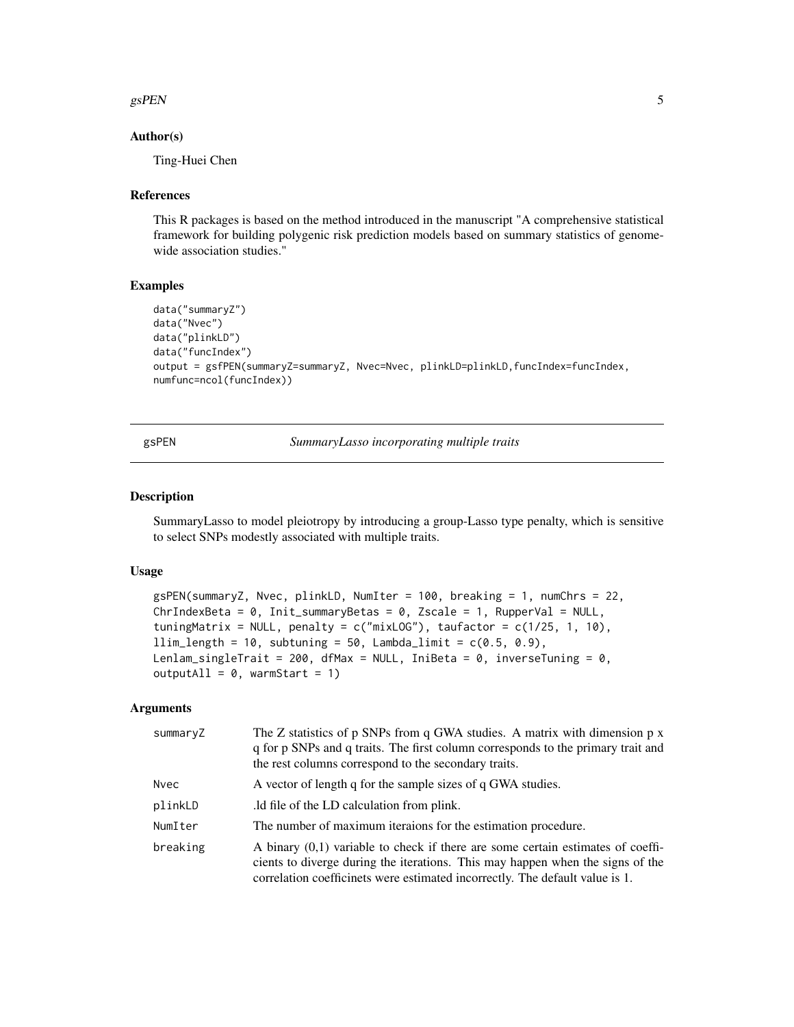### Author(s)

Ting-Huei Chen

### References

This R packages is based on the method introduced in the manuscript "A comprehensive statistical framework for building polygenic risk prediction models based on summary statistics of genome-wide association studies."

### Examples

```
data("summaryZ")
data("Nvec")
data("plinkLD")
data("funcIndex")
output = gsfPEN(summaryZ=summaryZ, Nvec=Nvec, plinkLD=plinkLD,funcIndex=funcIndex,
numfunc=ncol(funcIndex))
```

---

## gsPEN *SummaryLasso incorporating multiple traits*

---

### Description

SummaryLasso to model pleiotropy by introducing a group-Lasso type penalty, which is sensitive to select SNPs modestly associated with multiple traits.

### Usage

```
gsPEN(summaryZ, Nvec, plinkLD, NumIter = 100, breaking = 1, numChrs = 22,
ChrIndexBeta = 0, Init_summaryBetas = 0, Zscale = 1, RupperVal = NULL,
tuningMatrix = NULL, penalty = c("mixLOG"), taufactor = c(1/25, 1, 10),
llim_length = 10, subtuning = 50, Lambda_limit = c(0.5, 0.9),
Lenlam_singleTrait = 200, dfMax = NULL, IniBeta = 0, inverseTuning = 0,
outputAll = 0, warmStart = 1)
```

### Arguments

| | |
|---|---|
| summaryZ | The Z statistics of p SNPs from q GWA studies. A matrix with dimension p x q for p SNPs and q traits. The first column corresponds to the primary trait and the rest columns correspond to the secondary traits. |
| Nvec | A vector of length q for the sample sizes of q GWA studies. |
| plinkLD | .ld file of the LD calculation from plink. |
| NumIter | The number of maximum iteraions for the estimation procedure. |
| breaking | A binary (0,1) variable to check if there are some certain estimates of coefficients to diverge during the iterations. This may happen when the signs of the correlation coefficinets were estimated incorrectly. The default value is 1. |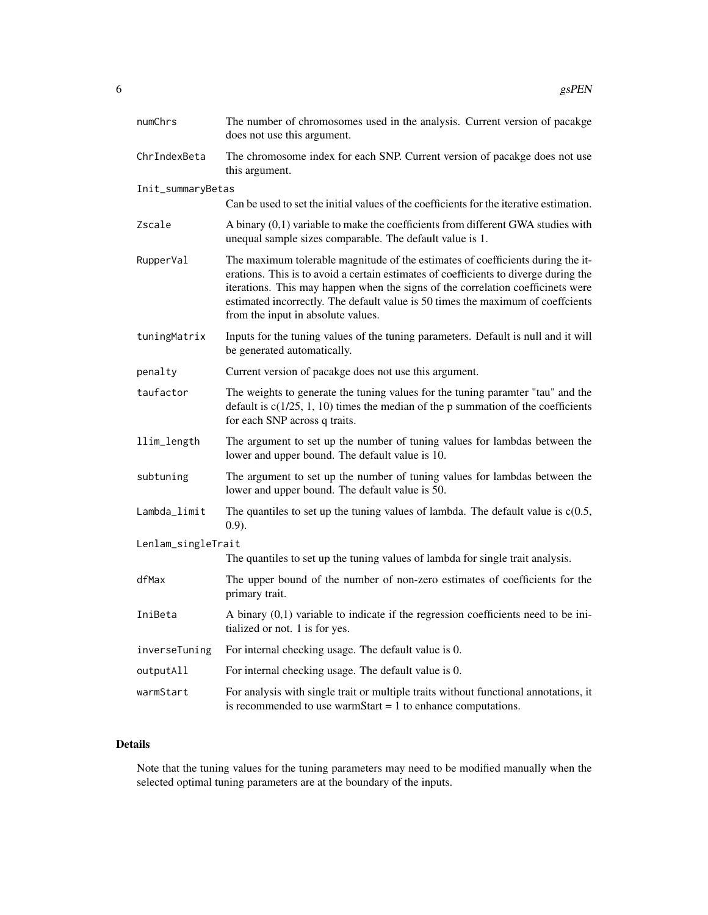| | |
|---|---|
| numChrs | The number of chromosomes used in the analysis. Current version of pacakge does not use this argument. |
| ChrIndexBeta | The chromosome index for each SNP. Current version of pacakge does not use this argument. |
| Init_summaryBetas | Can be used to set the initial values of the coefficients for the iterative estimation. |
| Zscale | A binary (0,1) variable to make the coefficients from different GWA studies with unequal sample sizes comparable. The default value is 1. |
| RupperVal | The maximum tolerable magnitude of the estimates of coefficients during the iterations. This is to avoid a certain estimates of coefficients to diverge during the iterations. This may happen when the signs of the correlation coefficinets were estimated incorrectly. The default value is 50 times the maximum of coeffcients from the input in absolute values. |
| tuningMatrix | Inputs for the tuning values of the tuning parameters. Default is null and it will be generated automatically. |
| penalty | Current version of pacakge does not use this argument. |
| taufactor | The weights to generate the tuning values for the tuning paramter "tau" and the default is c(1/25, 1, 10) times the median of the p summation of the coefficients for each SNP across q traits. |
| llim_length | The argument to set up the number of tuning values for lambdas between the lower and upper bound. The default value is 10. |
| subtuning | The argument to set up the number of tuning values for lambdas between the lower and upper bound. The default value is 50. |
| Lambda_limit | The quantiles to set up the tuning values of lambda. The default value is c(0.5, 0.9). |
| Lenlam_singleTrait | The quantiles to set up the tuning values of lambda for single trait analysis. |
| dfMax | The upper bound of the number of non-zero estimates of coefficients for the primary trait. |
| IniBeta | A binary (0,1) variable to indicate if the regression coefficients need to be initialized or not. 1 is for yes. |
| inverseTuning | For internal checking usage. The default value is 0. |
| outputAll | For internal checking usage. The default value is 0. |
| warmStart | For analysis with single trait or multiple traits without functional annotations, it is recommended to use warmStart = 1 to enhance computations. |

## Details

Note that the tuning values for the tuning parameters may need to be modified manually when the selected optimal tuning parameters are at the boundary of the inputs.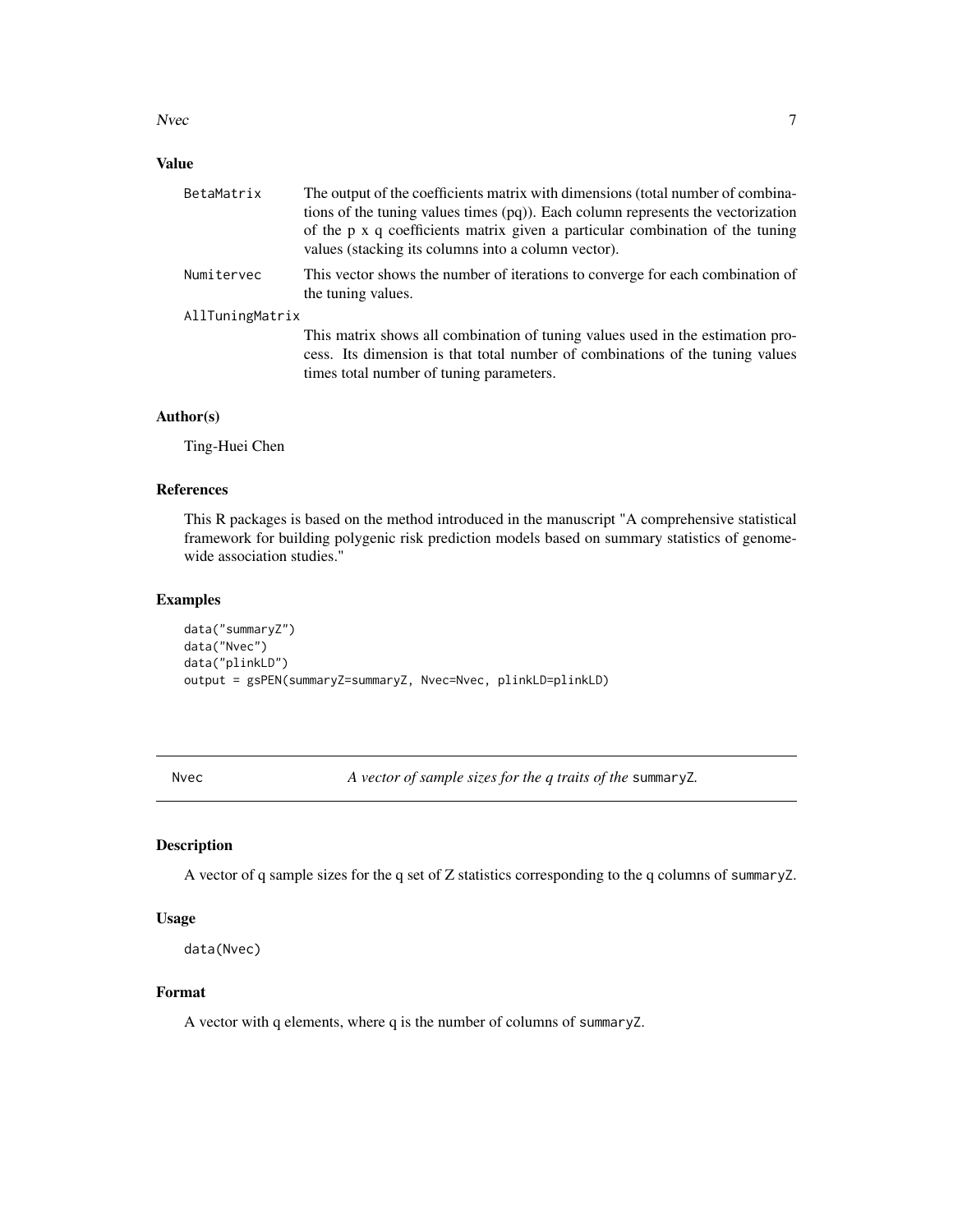### Value

BetaMatrix
: The output of the coefficients matrix with dimensions (total number of combinations of the tuning values times (pq)). Each column represents the vectorization of the p x q coefficients matrix given a particular combination of the tuning values (stacking its columns into a column vector).

Numitervec
: This vector shows the number of iterations to converge for each combination of the tuning values.

AllTuningMatrix
: This matrix shows all combination of tuning values used in the estimation process. Its dimension is that total number of combinations of the tuning values times total number of tuning parameters.

### Author(s)

Ting-Huei Chen

### References

This R packages is based on the method introduced in the manuscript "A comprehensive statistical framework for building polygenic risk prediction models based on summary statistics of genome-wide association studies."

### Examples

```
data("summaryZ")
data("Nvec")
data("plinkLD")
output = gsPEN(summaryZ=summaryZ, Nvec=Nvec, plinkLD=plinkLD)
```

---

## Nvec — *A vector of sample sizes for the q traits of the* `summaryZ`.

### Description

A vector of q sample sizes for the q set of Z statistics corresponding to the q columns of `summaryZ`.

### Usage

```
data(Nvec)
```

### Format

A vector with q elements, where q is the number of columns of `summaryZ`.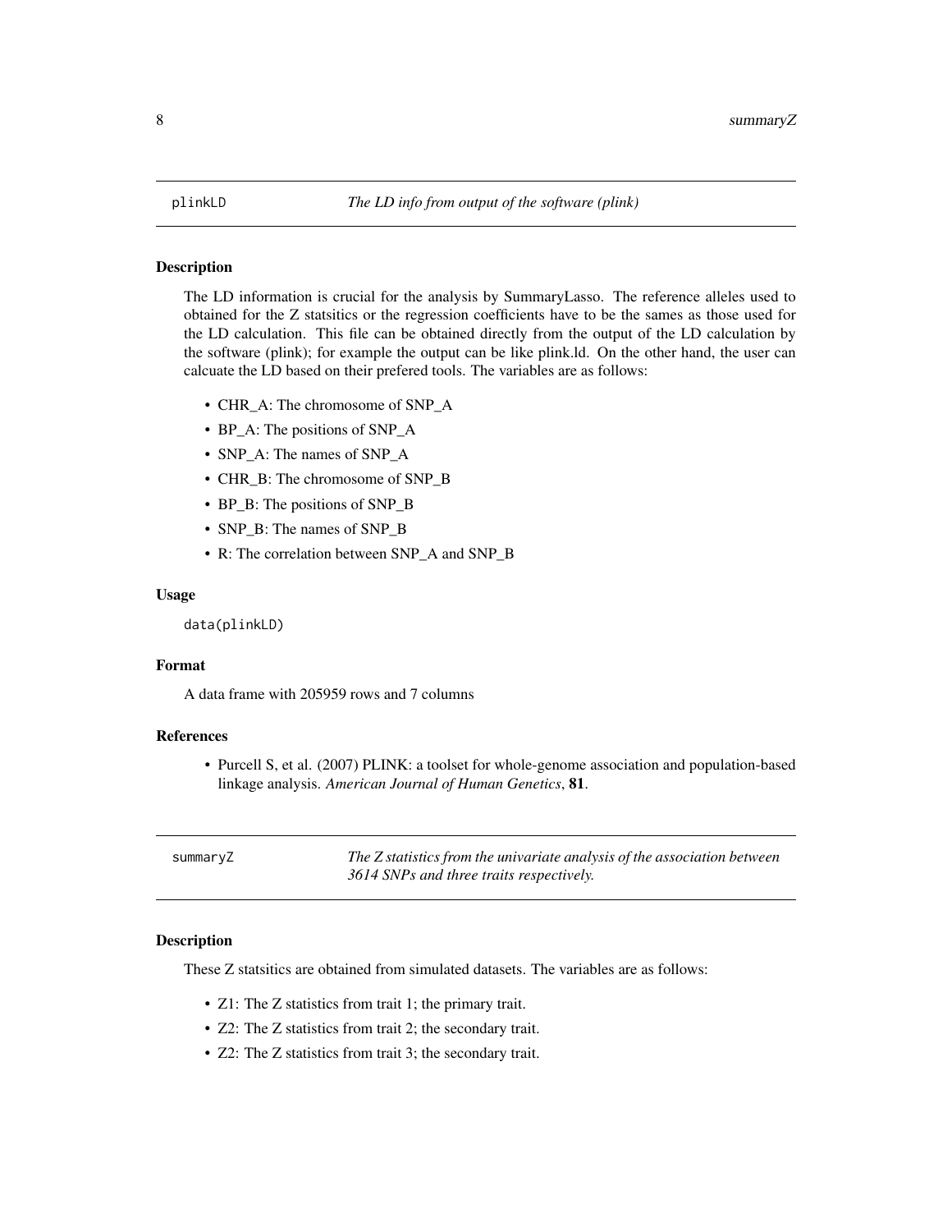## plinkLD *The LD info from output of the software (plink)*

### Description

The LD information is crucial for the analysis by SummaryLasso. The reference alleles used to obtained for the Z statsitics or the regression coefficients have to be the sames as those used for the LD calculation. This file can be obtained directly from the output of the LD calculation by the software (plink); for example the output can be like plink.ld. On the other hand, the user can calcuate the LD based on their prefered tools. The variables are as follows:

- CHR_A: The chromosome of SNP_A
- BP_A: The positions of SNP_A
- SNP_A: The names of SNP_A
- CHR_B: The chromosome of SNP_B
- BP_B: The positions of SNP_B
- SNP_B: The names of SNP_B
- R: The correlation between SNP_A and SNP_B

### Usage

```
data(plinkLD)
```

### Format

A data frame with 205959 rows and 7 columns

### References

- Purcell S, et al. (2007) PLINK: a toolset for whole-genome association and population-based linkage analysis. *American Journal of Human Genetics*, **81**.

## summaryZ *The Z statistics from the univariate analysis of the association between 3614 SNPs and three traits respectively.*

### Description

These Z statsitics are obtained from simulated datasets. The variables are as follows:

- Z1: The Z statistics from trait 1; the primary trait.
- Z2: The Z statistics from trait 2; the secondary trait.
- Z2: The Z statistics from trait 3; the secondary trait.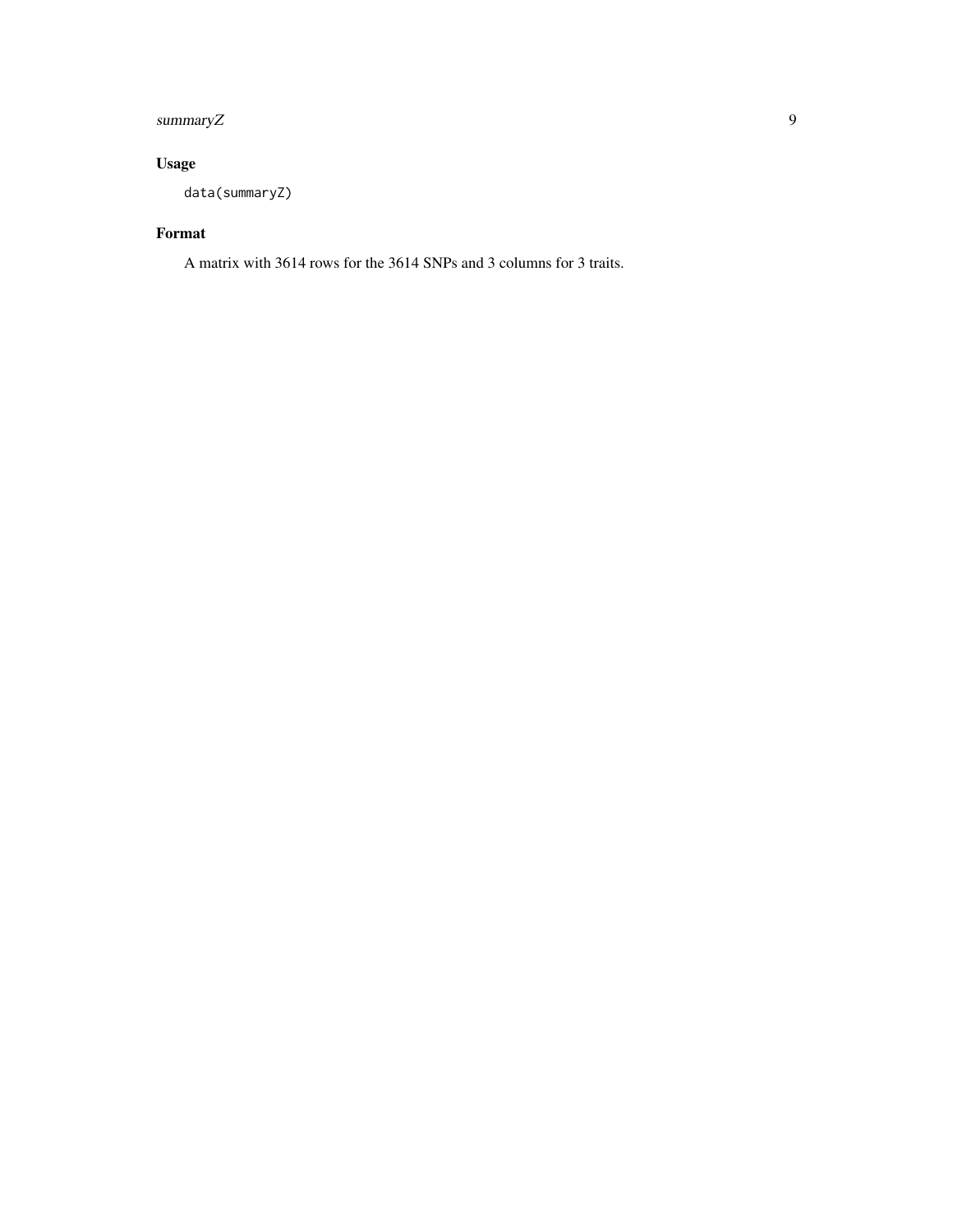## Usage

```
data(summaryZ)
```

## Format

A matrix with 3614 rows for the 3614 SNPs and 3 columns for 3 traits.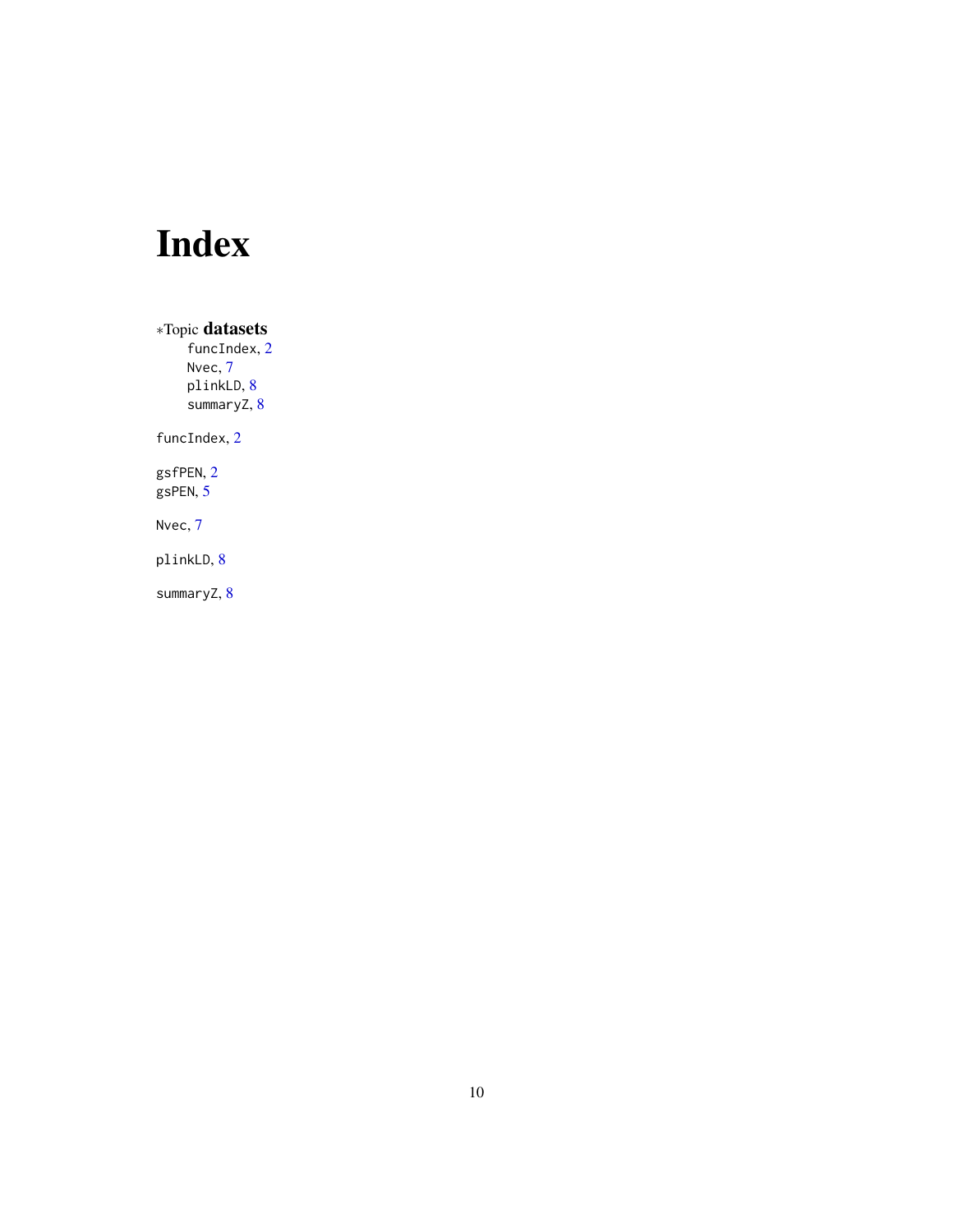# Index

*Topic **datasets**
  funcIndex, 2
  Nvec, 7
  plinkLD, 8
  summaryZ, 8

funcIndex, 2

gsfPEN, 2
gsPEN, 5

Nvec, 7

plinkLD, 8

summaryZ, 8